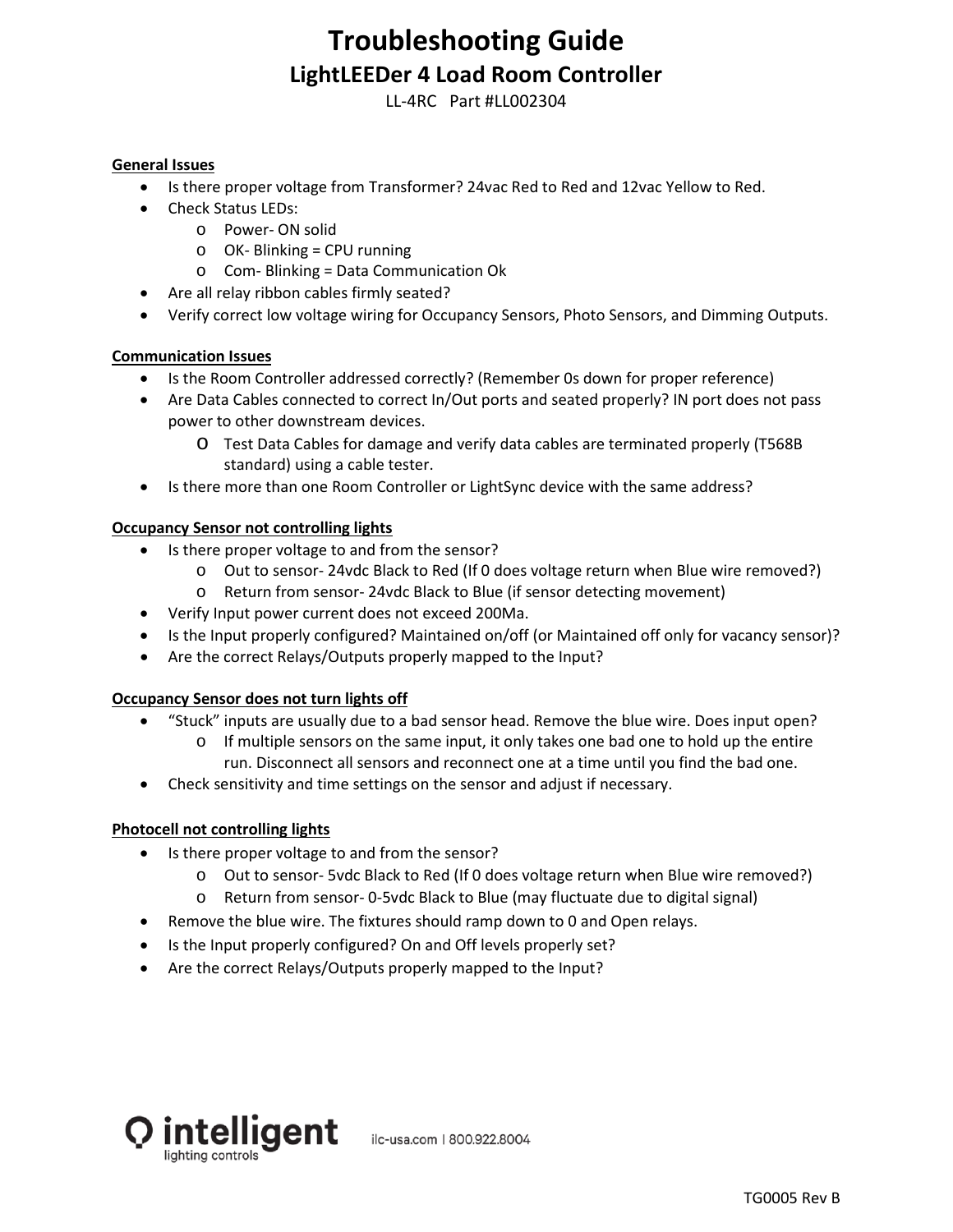# Troubleshooting Guide

## LightLEEDer 4 Load Room Controller

LL-4RC Part #LL002304

**General Issues**

- Is there proper voltage from Transformer? 24vac Red to Red and 12vac Yellow to Red.
- Check Status LEDs:
  - Power- ON solid
  - OK- Blinking = CPU running
  - Com- Blinking = Data Communication Ok
- Are all relay ribbon cables firmly seated?
- Verify correct low voltage wiring for Occupancy Sensors, Photo Sensors, and Dimming Outputs.

**Communication Issues**

- Is the Room Controller addressed correctly? (Remember 0s down for proper reference)
- Are Data Cables connected to correct In/Out ports and seated properly? IN port does not pass power to other downstream devices.
  - Test Data Cables for damage and verify data cables are terminated properly (T568B standard) using a cable tester.
- Is there more than one Room Controller or LightSync device with the same address?

**Occupancy Sensor not controlling lights**

- Is there proper voltage to and from the sensor?
  - Out to sensor- 24vdc Black to Red (If 0 does voltage return when Blue wire removed?)
  - Return from sensor- 24vdc Black to Blue (if sensor detecting movement)
- Verify Input power current does not exceed 200Ma.
- Is the Input properly configured? Maintained on/off (or Maintained off only for vacancy sensor)?
- Are the correct Relays/Outputs properly mapped to the Input?

**Occupancy Sensor does not turn lights off**

- "Stuck" inputs are usually due to a bad sensor head. Remove the blue wire. Does input open?
  - If multiple sensors on the same input, it only takes one bad one to hold up the entire run. Disconnect all sensors and reconnect one at a time until you find the bad one.
- Check sensitivity and time settings on the sensor and adjust if necessary.

**Photocell not controlling lights**

- Is there proper voltage to and from the sensor?
  - Out to sensor- 5vdc Black to Red (If 0 does voltage return when Blue wire removed?)
  - Return from sensor- 0-5vdc Black to Blue (may fluctuate due to digital signal)
- Remove the blue wire. The fixtures should ramp down to 0 and Open relays.
- Is the Input properly configured? On and Off levels properly set?
- Are the correct Relays/Outputs properly mapped to the Input?

intelligent lighting controls ilc-usa.com | 800.922.8004

TG0005 Rev B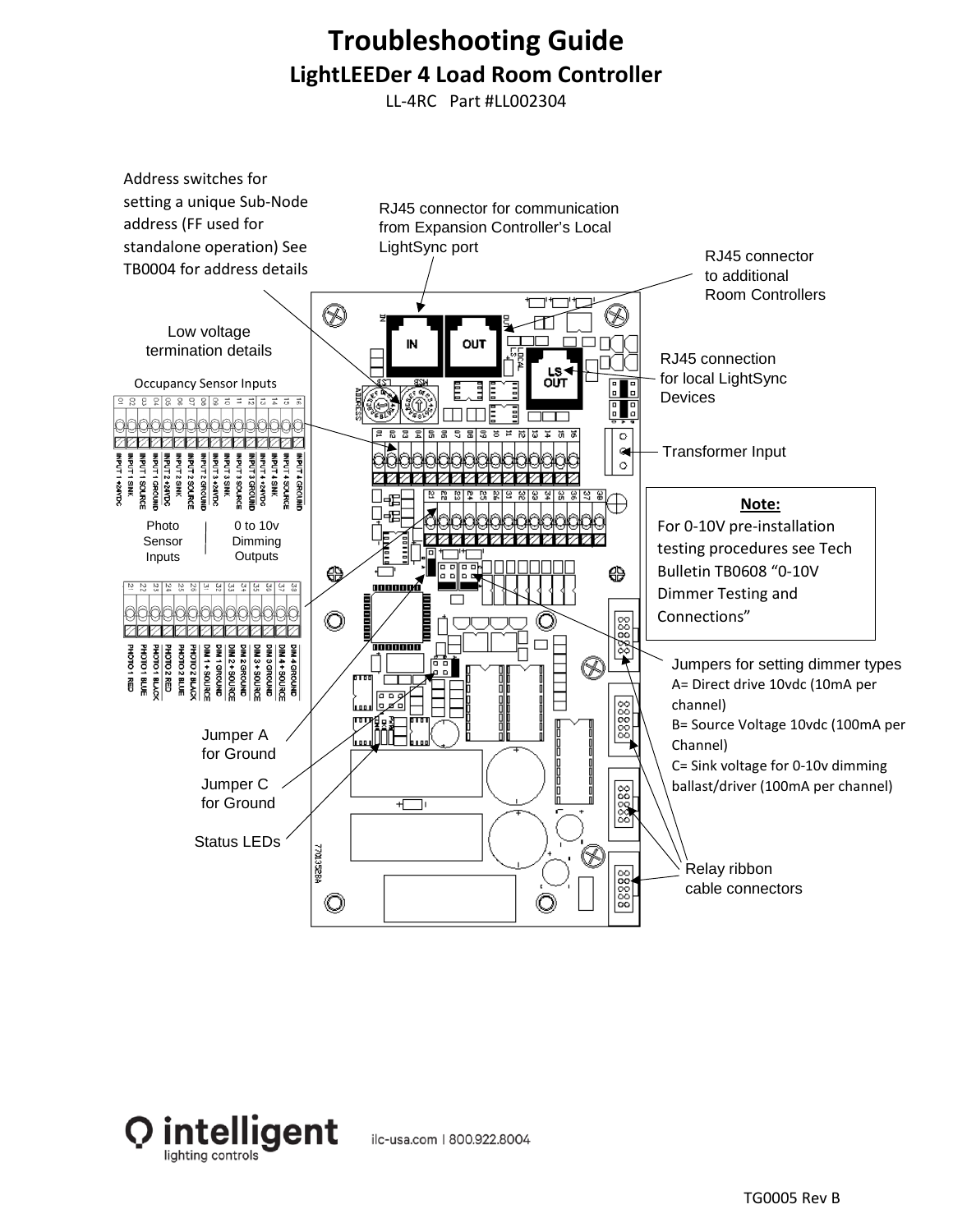# Troubleshooting Guide

## LightLEEDer 4 Load Room Controller

LL-4RC Part #LL002304

Address switches for setting a unique Sub-Node address (FF used for standalone operation) See TB0004 for address details

RJ45 connector for communication from Expansion Controller's Local LightSync port

RJ45 connector to additional Room Controllers

Low voltage termination details

RJ45 connection for local LightSync Devices

Occupancy Sensor Inputs

Transformer Input

INPUT 1 +24VDC
INPUT 1 SINK
INPUT 1 SOURCE
INPUT 1 GROUND
INPUT 2 +24VDC
INPUT 2 SINK
INPUT 2 SOURCE
INPUT 2 GROUND
INPUT 3 +24VDC
INPUT 3 SINK
INPUT 3 SOURCE
INPUT 3 GROUND
INPUT 4 +24VDC
INPUT 4 SINK
INPUT 4 SOURCE
INPUT 4 GROUND

Photo Sensor Inputs

0 to 10v Dimming Outputs

**Note:**
For 0-10V pre-installation testing procedures see Tech Bulletin TB0608 "0-10V Dimmer Testing and Connections"

PHOTO 1 RED
PHOTO 1 BLUE
PHOTO 1 BLACK
PHOTO 2 RED
PHOTO 2 BLACK
PHOTO 2 BLUE
DIM 1 + SOURCE
DIM 1 GROUND
DIM 2 + SOURCE
DIM 2 GROUND
DIM 3 + SOURCE
DIM 3 GROUND
DIM 4 + SOURCE
DIM 4 GROUND

Jumpers for setting dimmer types
A= Direct drive 10vdc (10mA per channel)
B= Source Voltage 10vdc (100mA per Channel)
C= Sink voltage for 0-10v dimming ballast/driver (100mA per channel)

Jumper A for Ground

Jumper C for Ground

Status LEDs

Relay ribbon cable connectors

intelligent lighting controls

ilc-usa.com | 800.922.8004

TG0005 Rev B